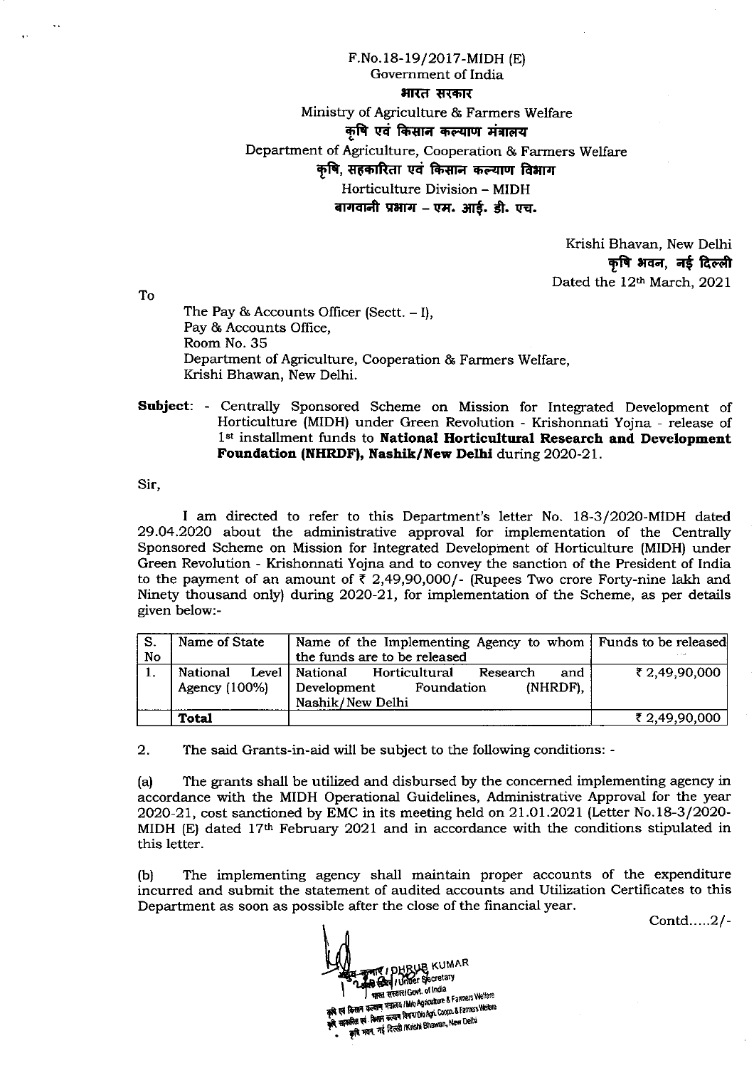F.No.18-19/2017-MIDH (E)
Government of India
भारत सरकार
Ministry of Agriculture & Farmers Welfare
कृषि एवं किसान कल्याण मंत्रालय
Department of Agriculture, Cooperation & Farmers Welfare
कृषि, सहकारिता एवं किसान कल्याण विभाग
Horticulture Division – MIDH
बागवानी प्रभाग – एम. आई. डी. एच.

Krishi Bhavan, New Delhi
कृषि भवन, नई दिल्ली
Dated the 12th March, 2021

To

The Pay & Accounts Officer (Sectt. – I),
Pay & Accounts Office,
Room No. 35
Department of Agriculture, Cooperation & Farmers Welfare,
Krishi Bhawan, New Delhi.

**Subject**: - Centrally Sponsored Scheme on Mission for Integrated Development of Horticulture (MIDH) under Green Revolution - Krishonnati Yojna - release of 1st installment funds to **National Horticultural Research and Development Foundation (NHRDF), Nashik/New Delhi** during 2020-21.

Sir,

I am directed to refer to this Department's letter No. 18-3/2020-MIDH dated 29.04.2020 about the administrative approval for implementation of the Centrally Sponsored Scheme on Mission for Integrated Development of Horticulture (MIDH) under Green Revolution - Krishonnati Yojna and to convey the sanction of the President of India to the payment of an amount of ₹ 2,49,90,000/- (Rupees Two crore Forty-nine lakh and Ninety thousand only) during 2020-21, for implementation of the Scheme, as per details given below:-

| S. No | Name of State | Name of the Implementing Agency to whom the funds are to be released | Funds to be released |
|---|---|---|---|
| 1. | National Level Agency (100%) | National Horticultural Research and Development Foundation (NHRDF), Nashik/New Delhi | ₹ 2,49,90,000 |
| | **Total** | | ₹ 2,49,90,000 |

2. The said Grants-in-aid will be subject to the following conditions: -

(a) The grants shall be utilized and disbursed by the concerned implementing agency in accordance with the MIDH Operational Guidelines, Administrative Approval for the year 2020-21, cost sanctioned by EMC in its meeting held on 21.01.2021 (Letter No.18-3/2020-MIDH (E) dated 17th February 2021 and in accordance with the conditions stipulated in this letter.

(b) The implementing agency shall maintain proper accounts of the expenditure incurred and submit the statement of audited accounts and Utilization Certificates to this Department as soon as possible after the close of the financial year.

Contd.....2/-

DHRUB KUMAR
Under Secretary
भारत सरकार/Govt. of India
कृषि एवं किसान कल्याण मंत्रालय/M/o Agriculture & Farmers Welfare
कृषि, सहकारिता एवं किसान कल्याण विभाग/D/o Agri. Coopn. & Farmers Welfare
कृषि भवन, नई दिल्ली/Krishi Bhawan, New Delhi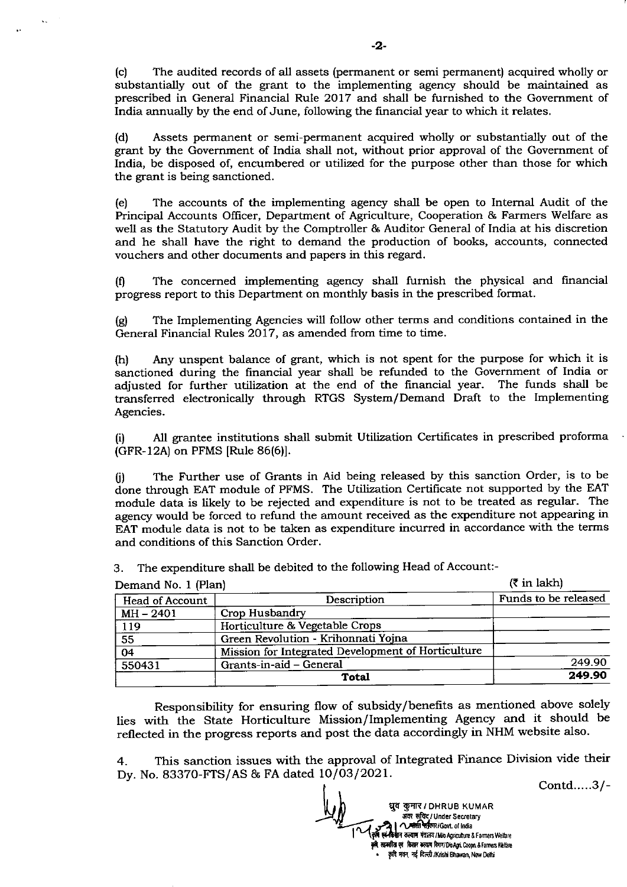(c) The audited records of all assets (permanent or semi permanent) acquired wholly or substantially out of the grant to the implementing agency should be maintained as prescribed in General Financial Rule 2017 and shall be furnished to the Government of India annually by the end of June, following the financial year to which it relates.

(d) Assets permanent or semi-permanent acquired wholly or substantially out of the grant by the Government of India shall not, without prior approval of the Government of India, be disposed of, encumbered or utilized for the purpose other than those for which the grant is being sanctioned.

(e) The accounts of the implementing agency shall be open to Internal Audit of the Principal Accounts Officer, Department of Agriculture, Cooperation & Farmers Welfare as well as the Statutory Audit by the Comptroller & Auditor General of India at his discretion and he shall have the right to demand the production of books, accounts, connected vouchers and other documents and papers in this regard.

(f) The concerned implementing agency shall furnish the physical and financial progress report to this Department on monthly basis in the prescribed format.

(g) The Implementing Agencies will follow other terms and conditions contained in the General Financial Rules 2017, as amended from time to time.

(h) Any unspent balance of grant, which is not spent for the purpose for which it is sanctioned during the financial year shall be refunded to the Government of India or adjusted for further utilization at the end of the financial year. The funds shall be transferred electronically through RTGS System/Demand Draft to the Implementing Agencies.

(i) All grantee institutions shall submit Utilization Certificates in prescribed proforma (GFR-12A) on PFMS [Rule 86(6)].

(j) The Further use of Grants in Aid being released by this sanction Order, is to be done through EAT module of PFMS. The Utilization Certificate not supported by the EAT module data is likely to be rejected and expenditure is not to be treated as regular. The agency would be forced to refund the amount received as the expenditure not appearing in EAT module data is not to be taken as expenditure incurred in accordance with the terms and conditions of this Sanction Order.

3. The expenditure shall be debited to the following Head of Account:-

Demand No. 1 (Plan) (₹ in lakh)

| Head of Account | Description | Funds to be released |
|---|---|---|
| MH – 2401 | Crop Husbandry | |
| 119 | Horticulture & Vegetable Crops | |
| 55 | Green Revolution - Krihonnati Yojna | |
| 04 | Mission for Integrated Development of Horticulture | |
| 550431 | Grants-in-aid – General | 249.90 |
| | **Total** | **249.90** |

Responsibility for ensuring flow of subsidy/benefits as mentioned above solely lies with the State Horticulture Mission/Implementing Agency and it should be reflected in the progress reports and post the data accordingly in NHM website also.

4. This sanction issues with the approval of Integrated Finance Division vide their Dy. No. 83370-FTS/AS & FA dated 10/03/2021.

Contd.....3/-

ध्रुव कुमार / DHRUB KUMAR
अवर सचिव / Under Secretary
भारत सरकार/Govt. of India
कृषि एवं किसान कल्याण मंत्रालय / M/o Agriculture & Farmers Welfare
कृषि सहकारिता एवं किसान कल्याण विभाग/ D/o Agri. Coopn. & Farmers Welfare
कृषि भवन, नई दिल्ली /Krishi Bhawan, New Delhi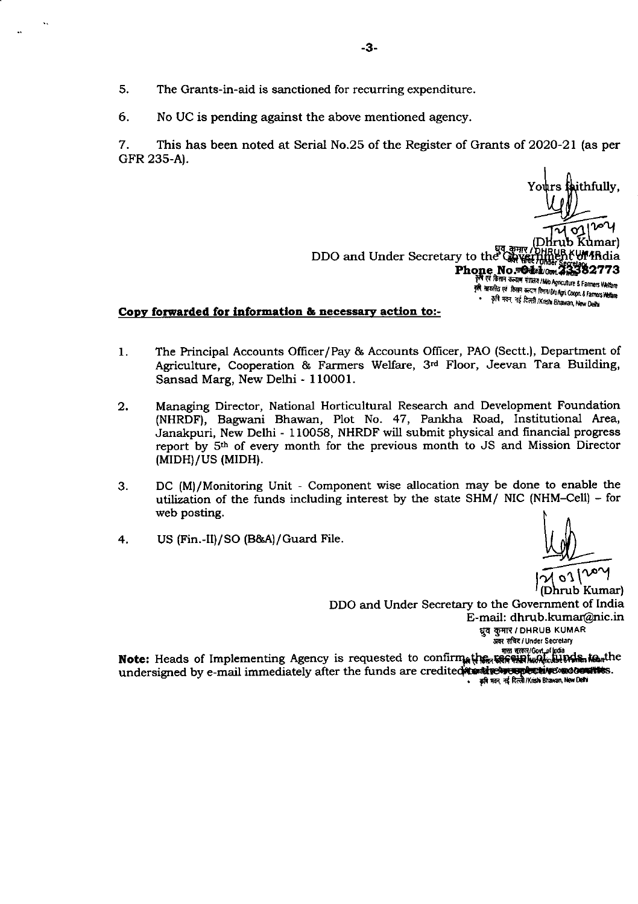5. The Grants-in-aid is sanctioned for recurring expenditure.

6. No UC is pending against the above mentioned agency.

7. This has been noted at Serial No.25 of the Register of Grants of 2020-21 (as per GFR 235-A).

Yours faithfully,

24/03/2021

(Dhrub Kumar)

DDO and Under Secretary to the Government of India

**Phone No.: 011-23382773**

**Copy forwarded for information & necessary action to:-**

1. The Principal Accounts Officer/Pay & Accounts Officer, PAO (Sectt.), Department of Agriculture, Cooperation & Farmers Welfare, 3rd Floor, Jeevan Tara Building, Sansad Marg, New Delhi - 110001.

2. Managing Director, National Horticultural Research and Development Foundation (NHRDF), Bagwani Bhawan, Plot No. 47, Pankha Road, Institutional Area, Janakpuri, New Delhi - 110058, NHRDF will submit physical and financial progress report by 5th of every month for the previous month to JS and Mission Director (MIDH)/US (MIDH).

3. DC (M)/Monitoring Unit - Component wise allocation may be done to enable the utilization of the funds including interest by the state SHM/ NIC (NHM-Cell) – for web posting.

4. US (Fin.-II)/SO (B&A)/Guard File.

24/03/2021

(Dhrub Kumar)

DDO and Under Secretary to the Government of India

E-mail: dhrub.kumar@nic.in

ध्रुव कुमार / DHRUB KUMAR
अवर सचिव / Under Secretary

**Note:** Heads of Implementing Agency is requested to confirm the receipt of funds to the undersigned by e-mail immediately after the funds are credited to their respective accounts.